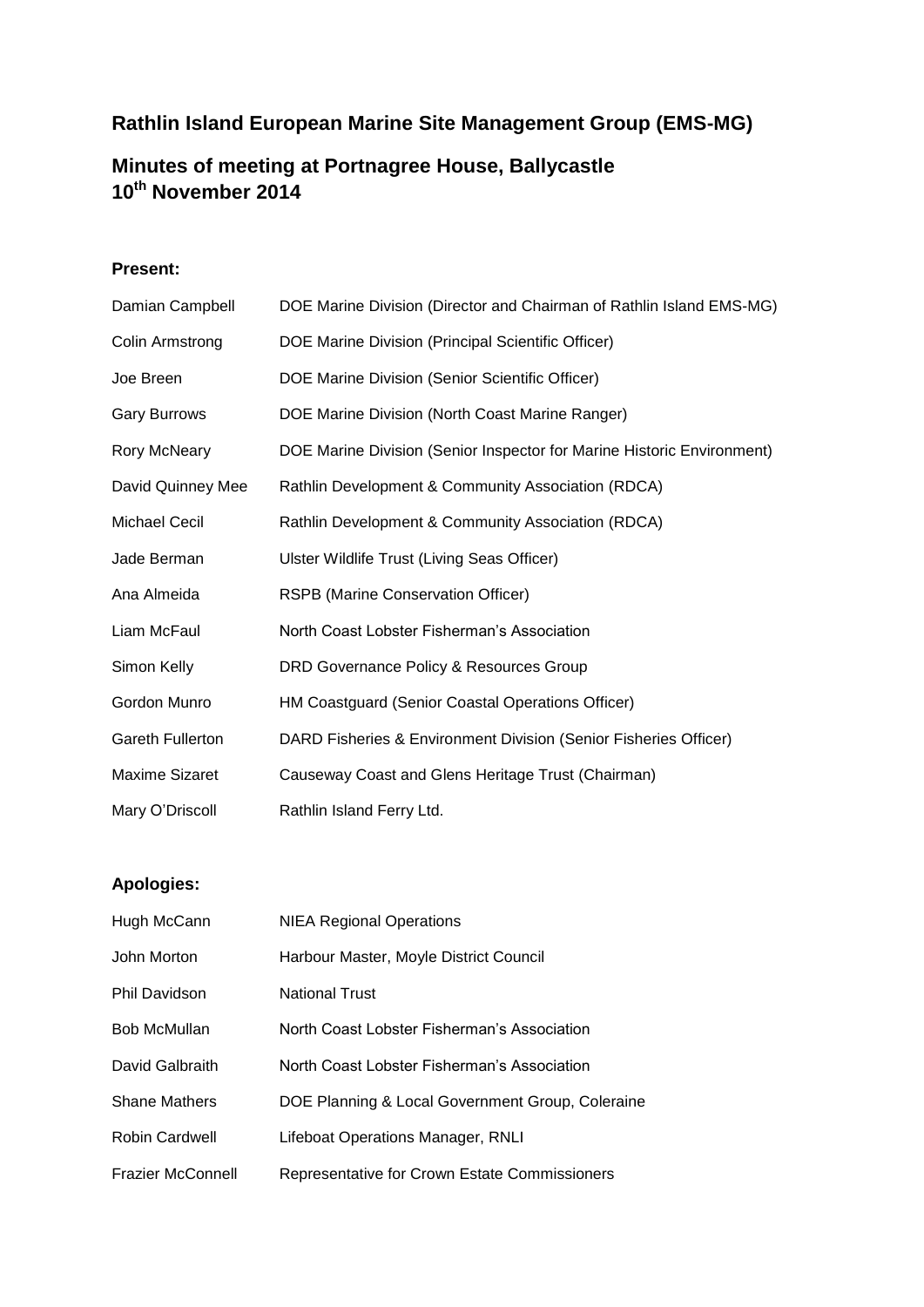# Rathlin Island European Marine Site Management Group (EMS-MG)

## Minutes of meeting at Portnagree House, Ballycastle 10th November 2014

### Present:

| | |
|---|---|
| Damian Campbell | DOE Marine Division (Director and Chairman of Rathlin Island EMS-MG) |
| Colin Armstrong | DOE Marine Division (Principal Scientific Officer) |
| Joe Breen | DOE Marine Division (Senior Scientific Officer) |
| Gary Burrows | DOE Marine Division (North Coast Marine Ranger) |
| Rory McNeary | DOE Marine Division (Senior Inspector for Marine Historic Environment) |
| David Quinney Mee | Rathlin Development & Community Association (RDCA) |
| Michael Cecil | Rathlin Development & Community Association (RDCA) |
| Jade Berman | Ulster Wildlife Trust (Living Seas Officer) |
| Ana Almeida | RSPB (Marine Conservation Officer) |
| Liam McFaul | North Coast Lobster Fisherman's Association |
| Simon Kelly | DRD Governance Policy & Resources Group |
| Gordon Munro | HM Coastguard (Senior Coastal Operations Officer) |
| Gareth Fullerton | DARD Fisheries & Environment Division (Senior Fisheries Officer) |
| Maxime Sizaret | Causeway Coast and Glens Heritage Trust (Chairman) |
| Mary O'Driscoll | Rathlin Island Ferry Ltd. |

### Apologies:

| | |
|---|---|
| Hugh McCann | NIEA Regional Operations |
| John Morton | Harbour Master, Moyle District Council |
| Phil Davidson | National Trust |
| Bob McMullan | North Coast Lobster Fisherman's Association |
| David Galbraith | North Coast Lobster Fisherman's Association |
| Shane Mathers | DOE Planning & Local Government Group, Coleraine |
| Robin Cardwell | Lifeboat Operations Manager, RNLI |
| Frazier McConnell | Representative for Crown Estate Commissioners |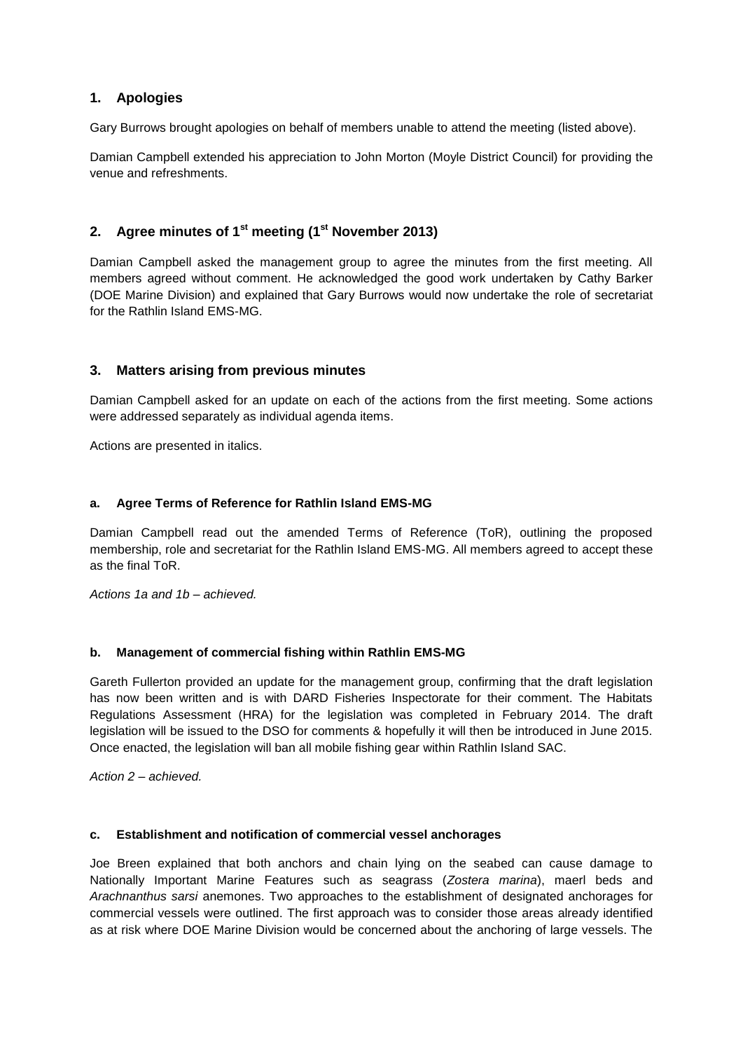## 1. Apologies

Gary Burrows brought apologies on behalf of members unable to attend the meeting (listed above).

Damian Campbell extended his appreciation to John Morton (Moyle District Council) for providing the venue and refreshments.

## 2. Agree minutes of 1st meeting (1st November 2013)

Damian Campbell asked the management group to agree the minutes from the first meeting. All members agreed without comment. He acknowledged the good work undertaken by Cathy Barker (DOE Marine Division) and explained that Gary Burrows would now undertake the role of secretariat for the Rathlin Island EMS-MG.

## 3. Matters arising from previous minutes

Damian Campbell asked for an update on each of the actions from the first meeting. Some actions were addressed separately as individual agenda items.

Actions are presented in italics.

### a. Agree Terms of Reference for Rathlin Island EMS-MG

Damian Campbell read out the amended Terms of Reference (ToR), outlining the proposed membership, role and secretariat for the Rathlin Island EMS-MG. All members agreed to accept these as the final ToR.

*Actions 1a and 1b – achieved.*

### b. Management of commercial fishing within Rathlin EMS-MG

Gareth Fullerton provided an update for the management group, confirming that the draft legislation has now been written and is with DARD Fisheries Inspectorate for their comment. The Habitats Regulations Assessment (HRA) for the legislation was completed in February 2014. The draft legislation will be issued to the DSO for comments & hopefully it will then be introduced in June 2015. Once enacted, the legislation will ban all mobile fishing gear within Rathlin Island SAC.

*Action 2 – achieved.*

### c. Establishment and notification of commercial vessel anchorages

Joe Breen explained that both anchors and chain lying on the seabed can cause damage to Nationally Important Marine Features such as seagrass (*Zostera marina*), maerl beds and *Arachnanthus sarsi* anemones. Two approaches to the establishment of designated anchorages for commercial vessels were outlined. The first approach was to consider those areas already identified as at risk where DOE Marine Division would be concerned about the anchoring of large vessels. The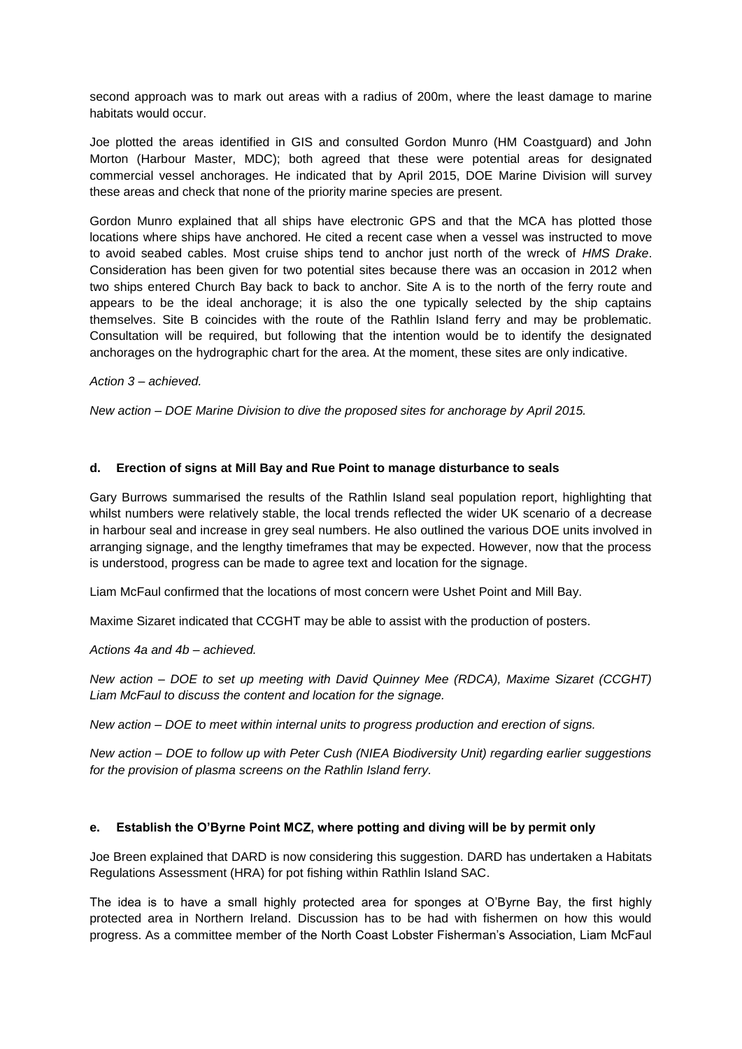second approach was to mark out areas with a radius of 200m, where the least damage to marine habitats would occur.

Joe plotted the areas identified in GIS and consulted Gordon Munro (HM Coastguard) and John Morton (Harbour Master, MDC); both agreed that these were potential areas for designated commercial vessel anchorages. He indicated that by April 2015, DOE Marine Division will survey these areas and check that none of the priority marine species are present.

Gordon Munro explained that all ships have electronic GPS and that the MCA has plotted those locations where ships have anchored. He cited a recent case when a vessel was instructed to move to avoid seabed cables. Most cruise ships tend to anchor just north of the wreck of *HMS Drake*. Consideration has been given for two potential sites because there was an occasion in 2012 when two ships entered Church Bay back to back to anchor. Site A is to the north of the ferry route and appears to be the ideal anchorage; it is also the one typically selected by the ship captains themselves. Site B coincides with the route of the Rathlin Island ferry and may be problematic. Consultation will be required, but following that the intention would be to identify the designated anchorages on the hydrographic chart for the area. At the moment, these sites are only indicative.

*Action 3 – achieved.*

*New action – DOE Marine Division to dive the proposed sites for anchorage by April 2015.*

### d. Erection of signs at Mill Bay and Rue Point to manage disturbance to seals

Gary Burrows summarised the results of the Rathlin Island seal population report, highlighting that whilst numbers were relatively stable, the local trends reflected the wider UK scenario of a decrease in harbour seal and increase in grey seal numbers. He also outlined the various DOE units involved in arranging signage, and the lengthy timeframes that may be expected. However, now that the process is understood, progress can be made to agree text and location for the signage.

Liam McFaul confirmed that the locations of most concern were Ushet Point and Mill Bay.

Maxime Sizaret indicated that CCGHT may be able to assist with the production of posters.

*Actions 4a and 4b – achieved.*

*New action – DOE to set up meeting with David Quinney Mee (RDCA), Maxime Sizaret (CCGHT) Liam McFaul to discuss the content and location for the signage.*

*New action – DOE to meet within internal units to progress production and erection of signs.*

*New action – DOE to follow up with Peter Cush (NIEA Biodiversity Unit) regarding earlier suggestions for the provision of plasma screens on the Rathlin Island ferry.*

### e. Establish the O'Byrne Point MCZ, where potting and diving will be by permit only

Joe Breen explained that DARD is now considering this suggestion. DARD has undertaken a Habitats Regulations Assessment (HRA) for pot fishing within Rathlin Island SAC.

The idea is to have a small highly protected area for sponges at O'Byrne Bay, the first highly protected area in Northern Ireland. Discussion has to be had with fishermen on how this would progress. As a committee member of the North Coast Lobster Fisherman's Association, Liam McFaul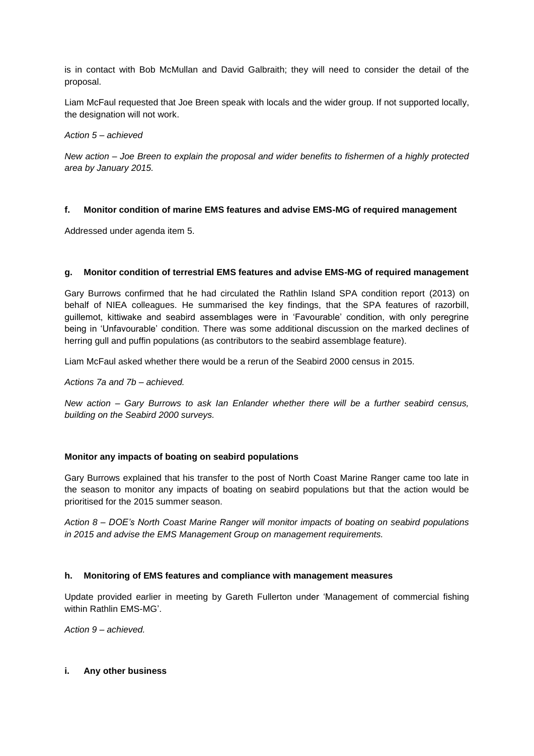is in contact with Bob McMullan and David Galbraith; they will need to consider the detail of the proposal.

Liam McFaul requested that Joe Breen speak with locals and the wider group. If not supported locally, the designation will not work.

*Action 5 – achieved*

*New action – Joe Breen to explain the proposal and wider benefits to fishermen of a highly protected area by January 2015.*

### f. Monitor condition of marine EMS features and advise EMS-MG of required management

Addressed under agenda item 5.

### g. Monitor condition of terrestrial EMS features and advise EMS-MG of required management

Gary Burrows confirmed that he had circulated the Rathlin Island SPA condition report (2013) on behalf of NIEA colleagues. He summarised the key findings, that the SPA features of razorbill, guillemot, kittiwake and seabird assemblages were in 'Favourable' condition, with only peregrine being in 'Unfavourable' condition. There was some additional discussion on the marked declines of herring gull and puffin populations (as contributors to the seabird assemblage feature).

Liam McFaul asked whether there would be a rerun of the Seabird 2000 census in 2015.

*Actions 7a and 7b – achieved.*

*New action – Gary Burrows to ask Ian Enlander whether there will be a further seabird census, building on the Seabird 2000 surveys.*

### Monitor any impacts of boating on seabird populations

Gary Burrows explained that his transfer to the post of North Coast Marine Ranger came too late in the season to monitor any impacts of boating on seabird populations but that the action would be prioritised for the 2015 summer season.

*Action 8 – DOE's North Coast Marine Ranger will monitor impacts of boating on seabird populations in 2015 and advise the EMS Management Group on management requirements.*

### h. Monitoring of EMS features and compliance with management measures

Update provided earlier in meeting by Gareth Fullerton under 'Management of commercial fishing within Rathlin EMS-MG'.

*Action 9 – achieved.*

### i. Any other business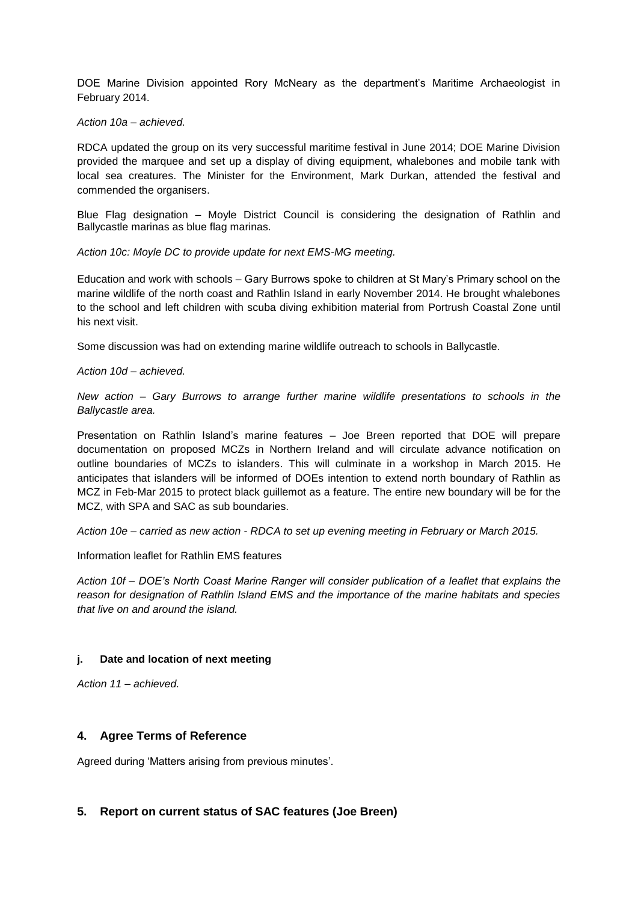DOE Marine Division appointed Rory McNeary as the department's Maritime Archaeologist in February 2014.

*Action 10a – achieved.*

RDCA updated the group on its very successful maritime festival in June 2014; DOE Marine Division provided the marquee and set up a display of diving equipment, whalebones and mobile tank with local sea creatures. The Minister for the Environment, Mark Durkan, attended the festival and commended the organisers.

Blue Flag designation – Moyle District Council is considering the designation of Rathlin and Ballycastle marinas as blue flag marinas.

*Action 10c: Moyle DC to provide update for next EMS-MG meeting.*

Education and work with schools – Gary Burrows spoke to children at St Mary's Primary school on the marine wildlife of the north coast and Rathlin Island in early November 2014. He brought whalebones to the school and left children with scuba diving exhibition material from Portrush Coastal Zone until his next visit.

Some discussion was had on extending marine wildlife outreach to schools in Ballycastle.

*Action 10d – achieved.*

*New action – Gary Burrows to arrange further marine wildlife presentations to schools in the Ballycastle area.*

Presentation on Rathlin Island's marine features – Joe Breen reported that DOE will prepare documentation on proposed MCZs in Northern Ireland and will circulate advance notification on outline boundaries of MCZs to islanders. This will culminate in a workshop in March 2015. He anticipates that islanders will be informed of DOEs intention to extend north boundary of Rathlin as MCZ in Feb-Mar 2015 to protect black guillemot as a feature. The entire new boundary will be for the MCZ, with SPA and SAC as sub boundaries.

*Action 10e – carried as new action - RDCA to set up evening meeting in February or March 2015.*

Information leaflet for Rathlin EMS features

*Action 10f – DOE's North Coast Marine Ranger will consider publication of a leaflet that explains the reason for designation of Rathlin Island EMS and the importance of the marine habitats and species that live on and around the island.*

#### j. Date and location of next meeting

*Action 11 – achieved.*

## 4. Agree Terms of Reference

Agreed during 'Matters arising from previous minutes'.

## 5. Report on current status of SAC features (Joe Breen)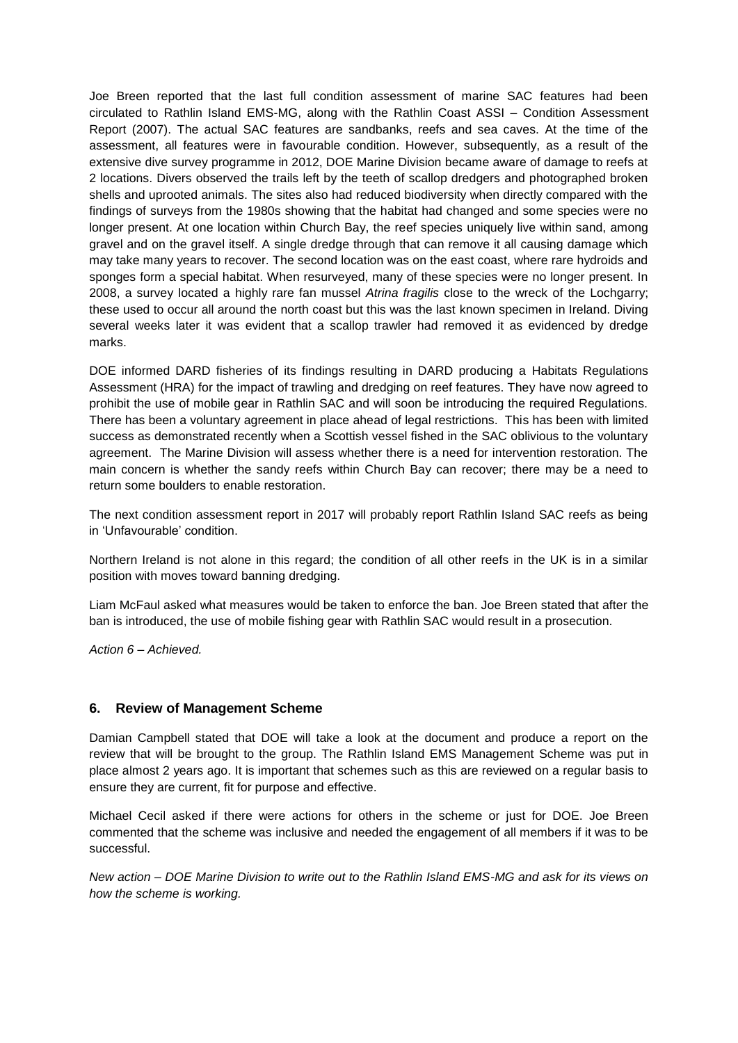Joe Breen reported that the last full condition assessment of marine SAC features had been circulated to Rathlin Island EMS-MG, along with the Rathlin Coast ASSI – Condition Assessment Report (2007). The actual SAC features are sandbanks, reefs and sea caves. At the time of the assessment, all features were in favourable condition. However, subsequently, as a result of the extensive dive survey programme in 2012, DOE Marine Division became aware of damage to reefs at 2 locations. Divers observed the trails left by the teeth of scallop dredgers and photographed broken shells and uprooted animals. The sites also had reduced biodiversity when directly compared with the findings of surveys from the 1980s showing that the habitat had changed and some species were no longer present. At one location within Church Bay, the reef species uniquely live within sand, among gravel and on the gravel itself. A single dredge through that can remove it all causing damage which may take many years to recover. The second location was on the east coast, where rare hydroids and sponges form a special habitat. When resurveyed, many of these species were no longer present. In 2008, a survey located a highly rare fan mussel *Atrina fragilis* close to the wreck of the Lochgarry; these used to occur all around the north coast but this was the last known specimen in Ireland. Diving several weeks later it was evident that a scallop trawler had removed it as evidenced by dredge marks.

DOE informed DARD fisheries of its findings resulting in DARD producing a Habitats Regulations Assessment (HRA) for the impact of trawling and dredging on reef features. They have now agreed to prohibit the use of mobile gear in Rathlin SAC and will soon be introducing the required Regulations. There has been a voluntary agreement in place ahead of legal restrictions. This has been with limited success as demonstrated recently when a Scottish vessel fished in the SAC oblivious to the voluntary agreement. The Marine Division will assess whether there is a need for intervention restoration. The main concern is whether the sandy reefs within Church Bay can recover; there may be a need to return some boulders to enable restoration.

The next condition assessment report in 2017 will probably report Rathlin Island SAC reefs as being in 'Unfavourable' condition.

Northern Ireland is not alone in this regard; the condition of all other reefs in the UK is in a similar position with moves toward banning dredging.

Liam McFaul asked what measures would be taken to enforce the ban. Joe Breen stated that after the ban is introduced, the use of mobile fishing gear with Rathlin SAC would result in a prosecution.

*Action 6 – Achieved.*

## 6. Review of Management Scheme

Damian Campbell stated that DOE will take a look at the document and produce a report on the review that will be brought to the group. The Rathlin Island EMS Management Scheme was put in place almost 2 years ago. It is important that schemes such as this are reviewed on a regular basis to ensure they are current, fit for purpose and effective.

Michael Cecil asked if there were actions for others in the scheme or just for DOE. Joe Breen commented that the scheme was inclusive and needed the engagement of all members if it was to be successful.

*New action – DOE Marine Division to write out to the Rathlin Island EMS-MG and ask for its views on how the scheme is working.*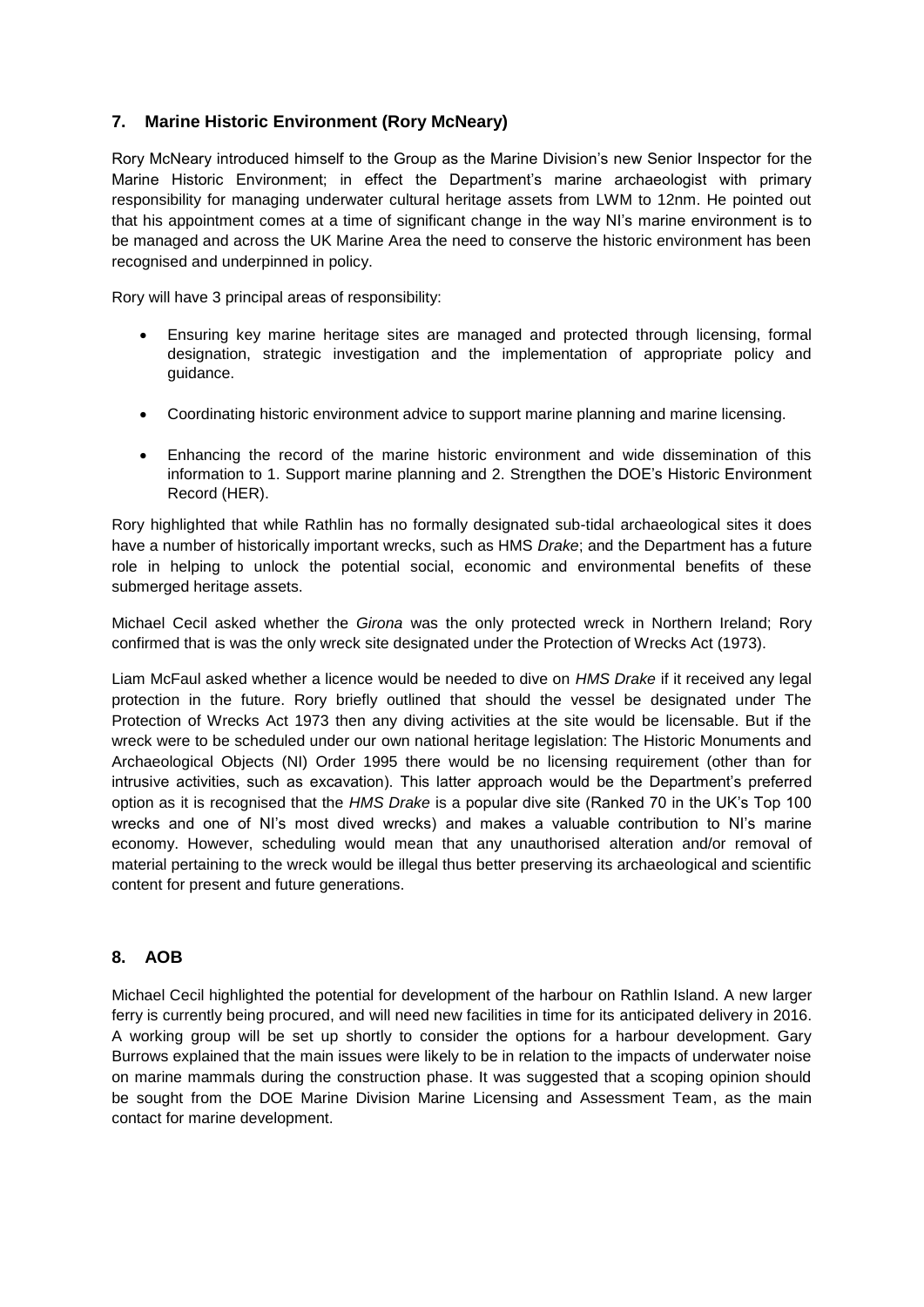## 7. Marine Historic Environment (Rory McNeary)

Rory McNeary introduced himself to the Group as the Marine Division's new Senior Inspector for the Marine Historic Environment; in effect the Department's marine archaeologist with primary responsibility for managing underwater cultural heritage assets from LWM to 12nm. He pointed out that his appointment comes at a time of significant change in the way NI's marine environment is to be managed and across the UK Marine Area the need to conserve the historic environment has been recognised and underpinned in policy.

Rory will have 3 principal areas of responsibility:

- Ensuring key marine heritage sites are managed and protected through licensing, formal designation, strategic investigation and the implementation of appropriate policy and guidance.
- Coordinating historic environment advice to support marine planning and marine licensing.
- Enhancing the record of the marine historic environment and wide dissemination of this information to 1. Support marine planning and 2. Strengthen the DOE's Historic Environment Record (HER).

Rory highlighted that while Rathlin has no formally designated sub-tidal archaeological sites it does have a number of historically important wrecks, such as HMS *Drake*; and the Department has a future role in helping to unlock the potential social, economic and environmental benefits of these submerged heritage assets.

Michael Cecil asked whether the *Girona* was the only protected wreck in Northern Ireland; Rory confirmed that is was the only wreck site designated under the Protection of Wrecks Act (1973).

Liam McFaul asked whether a licence would be needed to dive on *HMS Drake* if it received any legal protection in the future. Rory briefly outlined that should the vessel be designated under The Protection of Wrecks Act 1973 then any diving activities at the site would be licensable. But if the wreck were to be scheduled under our own national heritage legislation: The Historic Monuments and Archaeological Objects (NI) Order 1995 there would be no licensing requirement (other than for intrusive activities, such as excavation). This latter approach would be the Department's preferred option as it is recognised that the *HMS Drake* is a popular dive site (Ranked 70 in the UK's Top 100 wrecks and one of NI's most dived wrecks) and makes a valuable contribution to NI's marine economy. However, scheduling would mean that any unauthorised alteration and/or removal of material pertaining to the wreck would be illegal thus better preserving its archaeological and scientific content for present and future generations.

## 8. AOB

Michael Cecil highlighted the potential for development of the harbour on Rathlin Island. A new larger ferry is currently being procured, and will need new facilities in time for its anticipated delivery in 2016. A working group will be set up shortly to consider the options for a harbour development. Gary Burrows explained that the main issues were likely to be in relation to the impacts of underwater noise on marine mammals during the construction phase. It was suggested that a scoping opinion should be sought from the DOE Marine Division Marine Licensing and Assessment Team, as the main contact for marine development.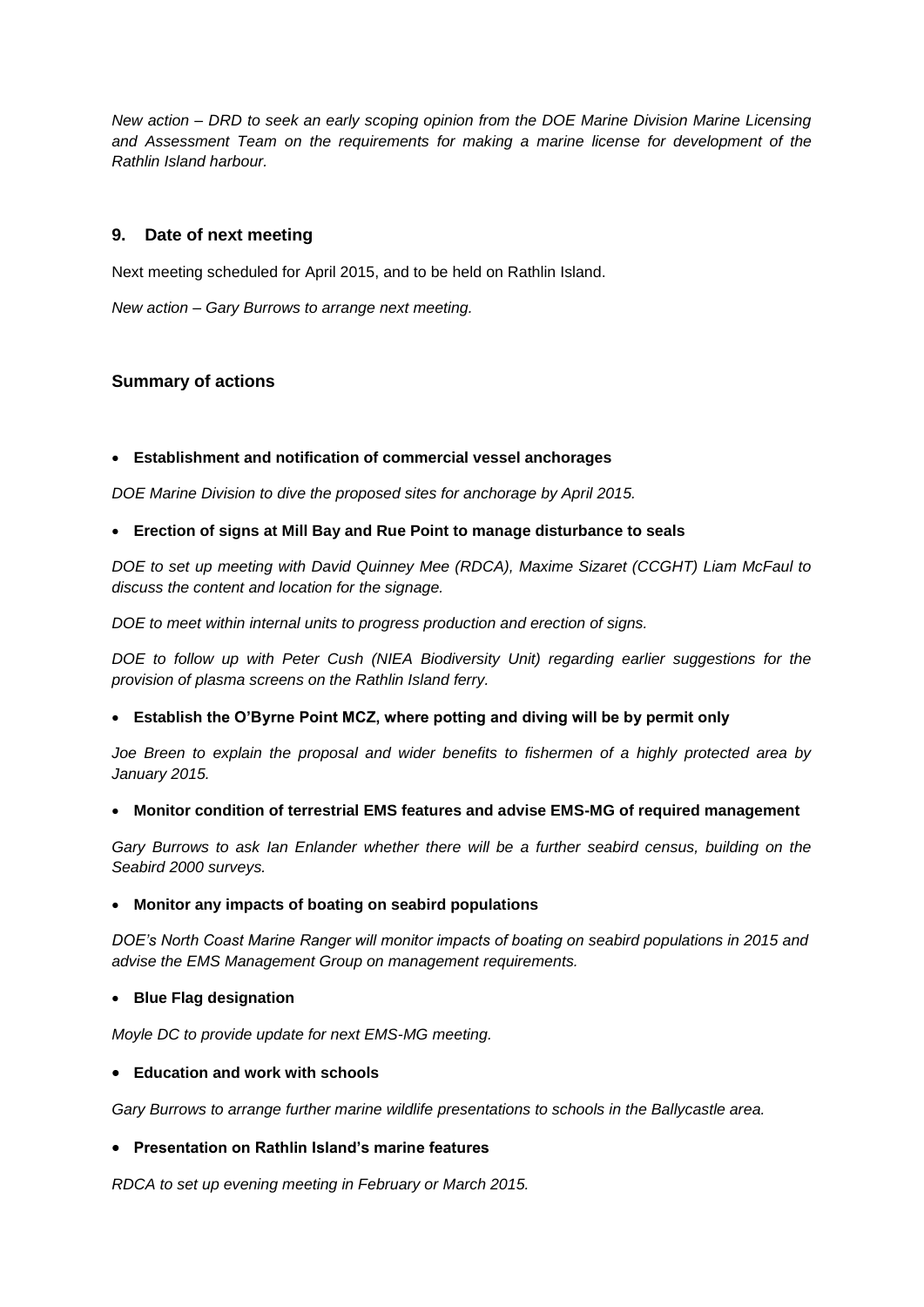*New action – DRD to seek an early scoping opinion from the DOE Marine Division Marine Licensing and Assessment Team on the requirements for making a marine license for development of the Rathlin Island harbour.*

## 9. Date of next meeting

Next meeting scheduled for April 2015, and to be held on Rathlin Island.

*New action – Gary Burrows to arrange next meeting.*

## Summary of actions

- **Establishment and notification of commercial vessel anchorages**

*DOE Marine Division to dive the proposed sites for anchorage by April 2015.*

- **Erection of signs at Mill Bay and Rue Point to manage disturbance to seals**

*DOE to set up meeting with David Quinney Mee (RDCA), Maxime Sizaret (CCGHT) Liam McFaul to discuss the content and location for the signage.*

*DOE to meet within internal units to progress production and erection of signs.*

*DOE to follow up with Peter Cush (NIEA Biodiversity Unit) regarding earlier suggestions for the provision of plasma screens on the Rathlin Island ferry.*

- **Establish the O'Byrne Point MCZ, where potting and diving will be by permit only**

*Joe Breen to explain the proposal and wider benefits to fishermen of a highly protected area by January 2015.*

- **Monitor condition of terrestrial EMS features and advise EMS-MG of required management**

*Gary Burrows to ask Ian Enlander whether there will be a further seabird census, building on the Seabird 2000 surveys.*

- **Monitor any impacts of boating on seabird populations**

*DOE's North Coast Marine Ranger will monitor impacts of boating on seabird populations in 2015 and advise the EMS Management Group on management requirements.*

- **Blue Flag designation**

*Moyle DC to provide update for next EMS-MG meeting.*

- **Education and work with schools**

*Gary Burrows to arrange further marine wildlife presentations to schools in the Ballycastle area.*

- **Presentation on Rathlin Island's marine features**

*RDCA to set up evening meeting in February or March 2015.*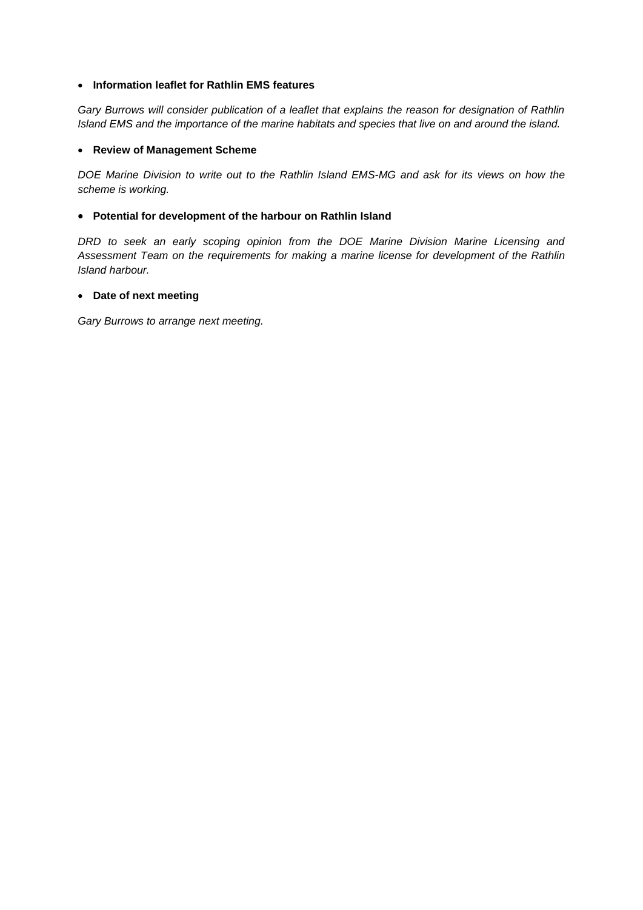- **Information leaflet for Rathlin EMS features**

*Gary Burrows will consider publication of a leaflet that explains the reason for designation of Rathlin Island EMS and the importance of the marine habitats and species that live on and around the island.*

- **Review of Management Scheme**

*DOE Marine Division to write out to the Rathlin Island EMS-MG and ask for its views on how the scheme is working.*

- **Potential for development of the harbour on Rathlin Island**

*DRD to seek an early scoping opinion from the DOE Marine Division Marine Licensing and Assessment Team on the requirements for making a marine license for development of the Rathlin Island harbour.*

- **Date of next meeting**

*Gary Burrows to arrange next meeting.*